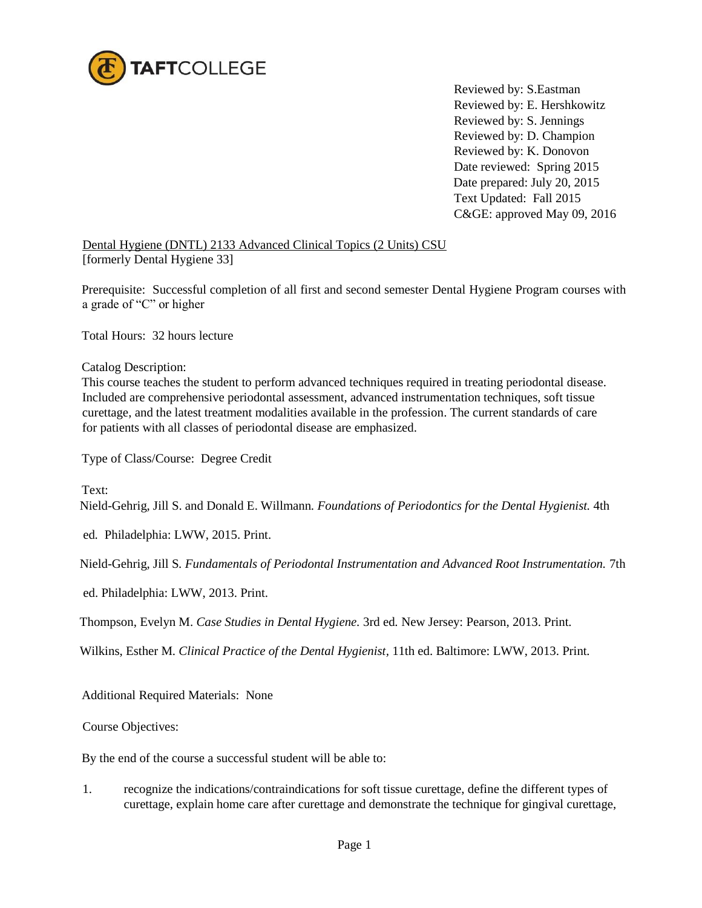TAFTCOLLEGE

Reviewed by: S.Eastman
Reviewed by: E. Hershkowitz
Reviewed by: S. Jennings
Reviewed by: D. Champion
Reviewed by: K. Donovon
Date reviewed: Spring 2015
Date prepared: July 20, 2015
Text Updated: Fall 2015
C&GE: approved May 09, 2016

Dental Hygiene (DNTL) 2133 Advanced Clinical Topics (2 Units) CSU
[formerly Dental Hygiene 33]

Prerequisite: Successful completion of all first and second semester Dental Hygiene Program courses with a grade of "C" or higher

Total Hours: 32 hours lecture

Catalog Description:
This course teaches the student to perform advanced techniques required in treating periodontal disease. Included are comprehensive periodontal assessment, advanced instrumentation techniques, soft tissue curettage, and the latest treatment modalities available in the profession. The current standards of care for patients with all classes of periodontal disease are emphasized.

Type of Class/Course: Degree Credit

Text:
Nield-Gehrig, Jill S. and Donald E. Willmann. *Foundations of Periodontics for the Dental Hygienist.* 4th ed. Philadelphia: LWW, 2015. Print.

Nield-Gehrig, Jill S. *Fundamentals of Periodontal Instrumentation and Advanced Root Instrumentation.* 7th ed. Philadelphia: LWW, 2013. Print.

Thompson, Evelyn M. *Case Studies in Dental Hygiene.* 3rd ed. New Jersey: Pearson, 2013. Print.

Wilkins, Esther M. *Clinical Practice of the Dental Hygienist*, 11th ed. Baltimore: LWW, 2013. Print.

Additional Required Materials: None

Course Objectives:

By the end of the course a successful student will be able to:

1. recognize the indications/contraindications for soft tissue curettage, define the different types of curettage, explain home care after curettage and demonstrate the technique for gingival curettage,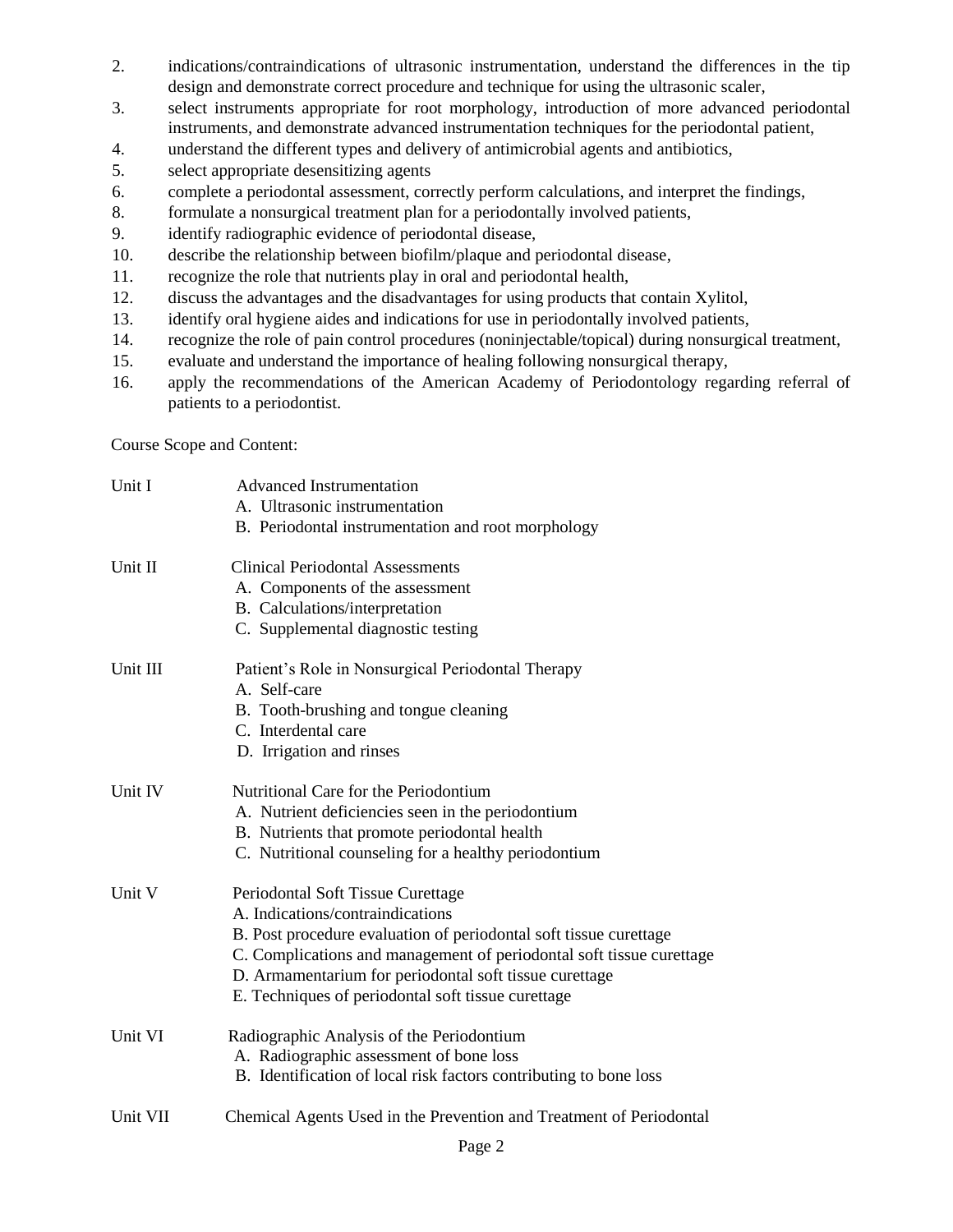2. indications/contraindications of ultrasonic instrumentation, understand the differences in the tip design and demonstrate correct procedure and technique for using the ultrasonic scaler,
3. select instruments appropriate for root morphology, introduction of more advanced periodontal instruments, and demonstrate advanced instrumentation techniques for the periodontal patient,
4. understand the different types and delivery of antimicrobial agents and antibiotics,
5. select appropriate desensitizing agents
6. complete a periodontal assessment, correctly perform calculations, and interpret the findings,
8. formulate a nonsurgical treatment plan for a periodontally involved patients,
9. identify radiographic evidence of periodontal disease,
10. describe the relationship between biofilm/plaque and periodontal disease,
11. recognize the role that nutrients play in oral and periodontal health,
12. discuss the advantages and the disadvantages for using products that contain Xylitol,
13. identify oral hygiene aides and indications for use in periodontally involved patients,
14. recognize the role of pain control procedures (noninjectable/topical) during nonsurgical treatment,
15. evaluate and understand the importance of healing following nonsurgical therapy,
16. apply the recommendations of the American Academy of Periodontology regarding referral of patients to a periodontist.

Course Scope and Content:

Unit I Advanced Instrumentation
- A. Ultrasonic instrumentation
- B. Periodontal instrumentation and root morphology

Unit II Clinical Periodontal Assessments
- A. Components of the assessment
- B. Calculations/interpretation
- C. Supplemental diagnostic testing

Unit III Patient's Role in Nonsurgical Periodontal Therapy
- A. Self-care
- B. Tooth-brushing and tongue cleaning
- C. Interdental care
- D. Irrigation and rinses

Unit IV Nutritional Care for the Periodontium
- A. Nutrient deficiencies seen in the periodontium
- B. Nutrients that promote periodontal health
- C. Nutritional counseling for a healthy periodontium

Unit V Periodontal Soft Tissue Curettage
- A. Indications/contraindications
- B. Post procedure evaluation of periodontal soft tissue curettage
- C. Complications and management of periodontal soft tissue curettage
- D. Armamentarium for periodontal soft tissue curettage
- E. Techniques of periodontal soft tissue curettage

Unit VI Radiographic Analysis of the Periodontium
- A. Radiographic assessment of bone loss
- B. Identification of local risk factors contributing to bone loss

Unit VII Chemical Agents Used in the Prevention and Treatment of Periodontal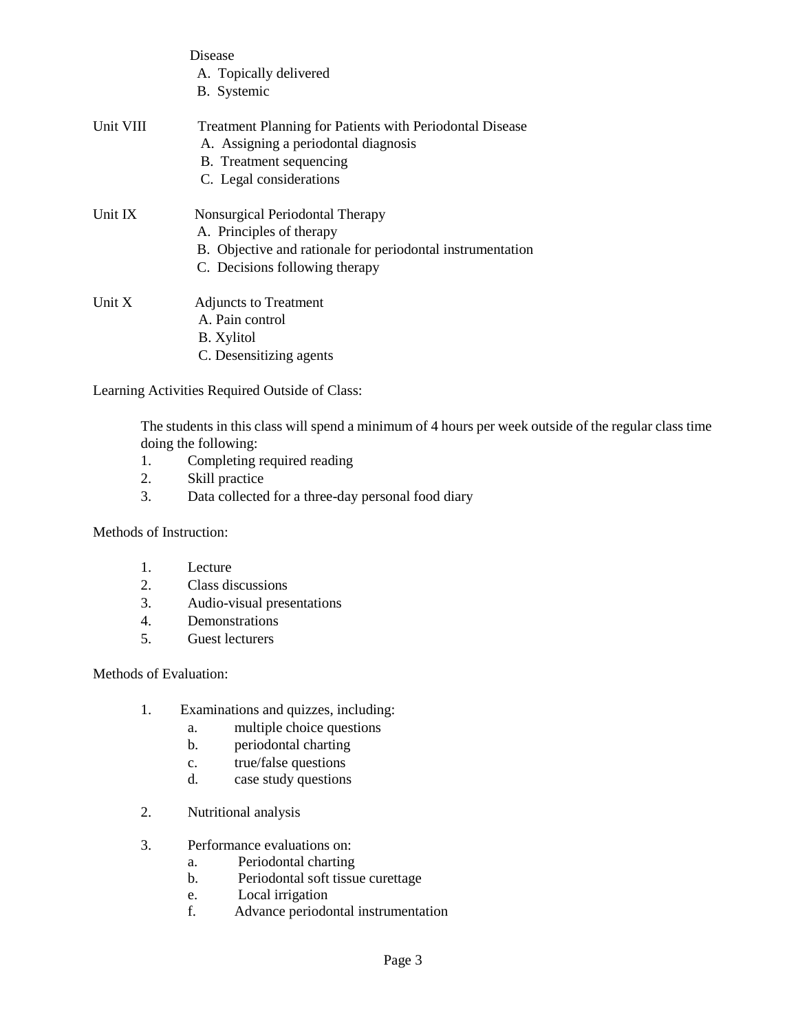Disease
- A. Topically delivered
- B. Systemic

Unit VIII Treatment Planning for Patients with Periodontal Disease
- A. Assigning a periodontal diagnosis
- B. Treatment sequencing
- C. Legal considerations

Unit IX Nonsurgical Periodontal Therapy
- A. Principles of therapy
- B. Objective and rationale for periodontal instrumentation
- C. Decisions following therapy

Unit X Adjuncts to Treatment
- A. Pain control
- B. Xylitol
- C. Desensitizing agents

Learning Activities Required Outside of Class:

The students in this class will spend a minimum of 4 hours per week outside of the regular class time doing the following:

1. Completing required reading
2. Skill practice
3. Data collected for a three-day personal food diary

Methods of Instruction:

1. Lecture
2. Class discussions
3. Audio-visual presentations
4. Demonstrations
5. Guest lecturers

Methods of Evaluation:

1. Examinations and quizzes, including:
   - a. multiple choice questions
   - b. periodontal charting
   - c. true/false questions
   - d. case study questions

2. Nutritional analysis

3. Performance evaluations on:
   - a. Periodontal charting
   - b. Periodontal soft tissue curettage
   - e. Local irrigation
   - f. Advance periodontal instrumentation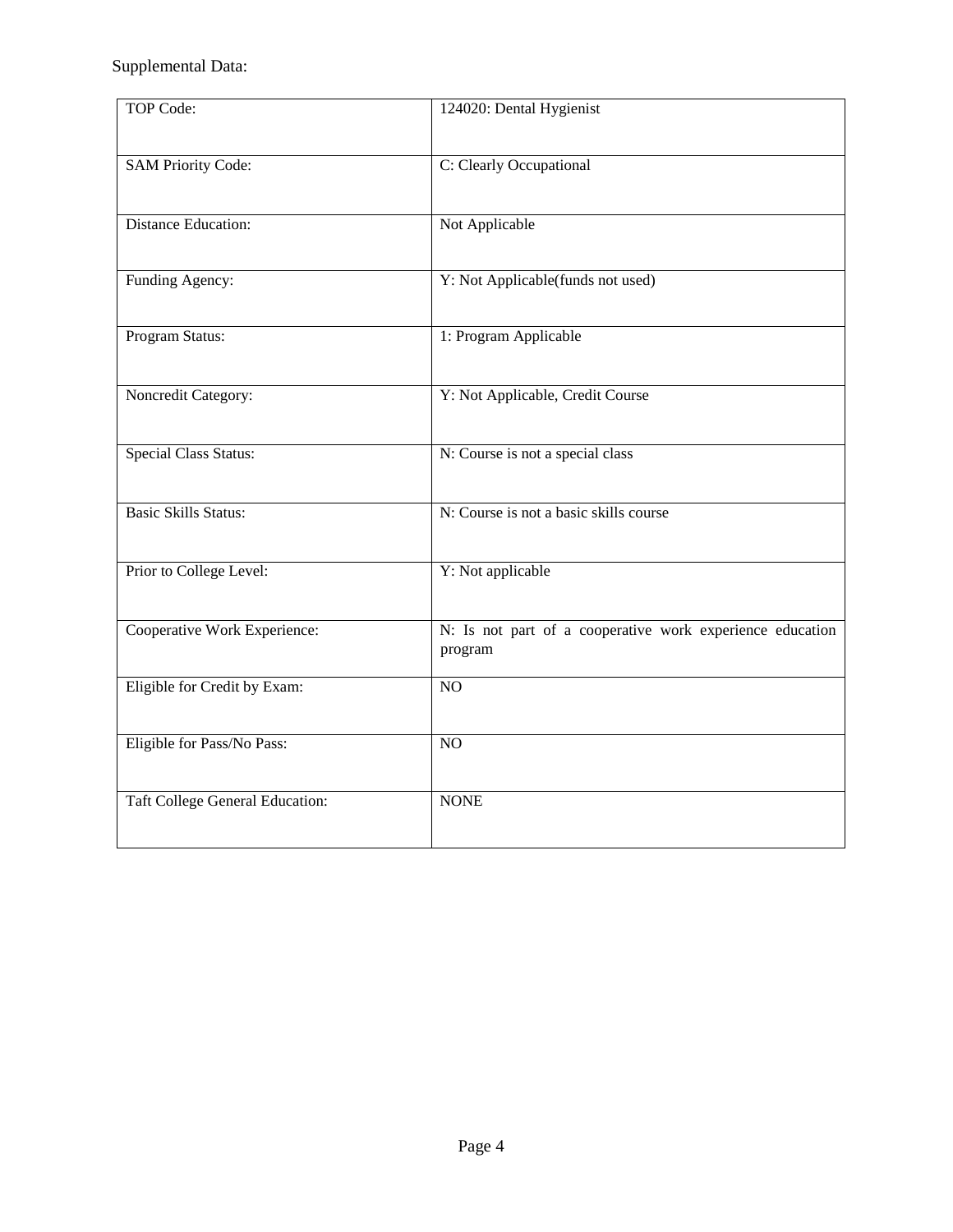Supplemental Data:

| | |
|---|---|
| TOP Code: | 124020: Dental Hygienist |
| SAM Priority Code: | C: Clearly Occupational |
| Distance Education: | Not Applicable |
| Funding Agency: | Y: Not Applicable(funds not used) |
| Program Status: | 1: Program Applicable |
| Noncredit Category: | Y: Not Applicable, Credit Course |
| Special Class Status: | N: Course is not a special class |
| Basic Skills Status: | N: Course is not a basic skills course |
| Prior to College Level: | Y: Not applicable |
| Cooperative Work Experience: | N: Is not part of a cooperative work experience education program |
| Eligible for Credit by Exam: | NO |
| Eligible for Pass/No Pass: | NO |
| Taft College General Education: | NONE |